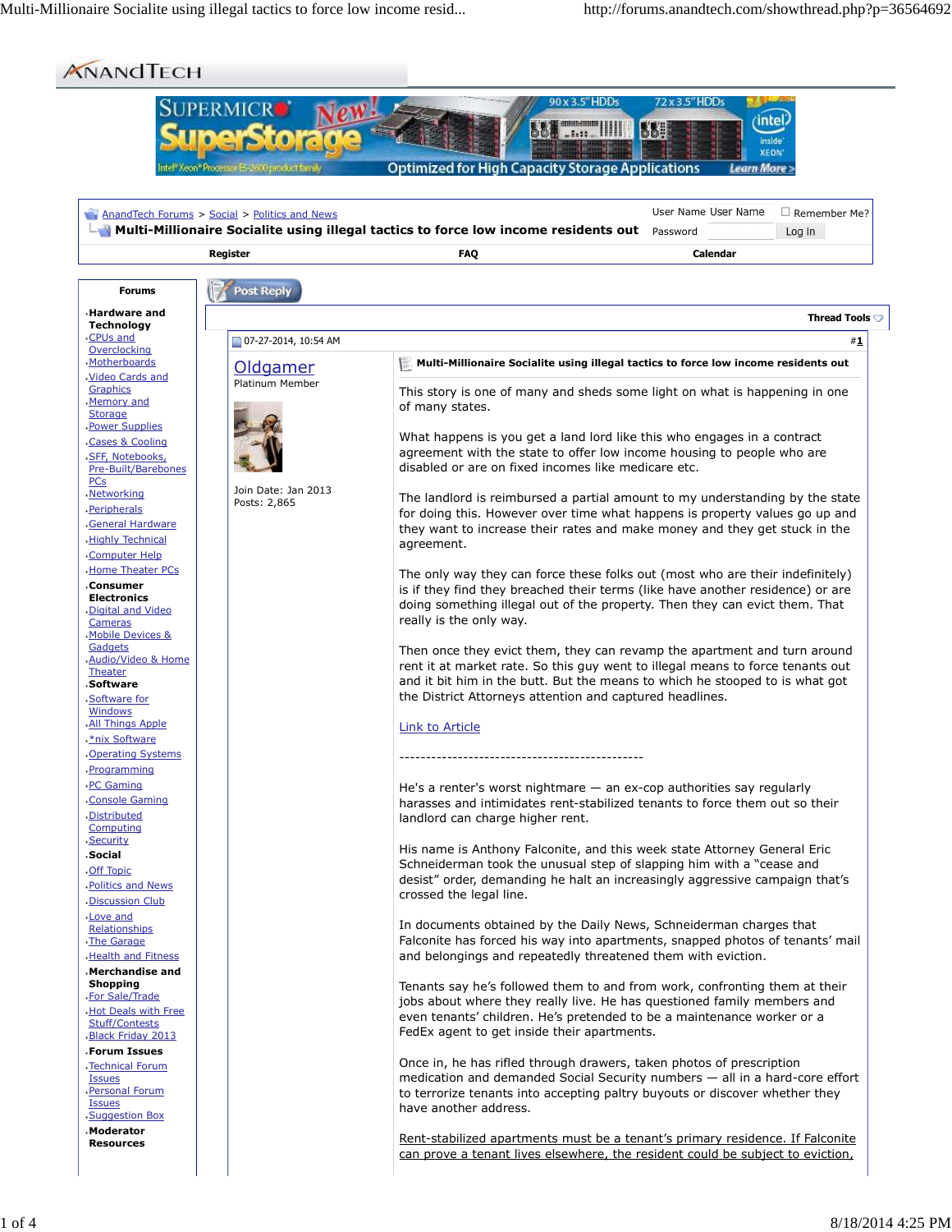AnandTech Forums > Social > Politics and News

# Multi-Millionaire Socialite using illegal tactics to force low income residents out

07-27-2014, 10:54 AM #1

**Oldgamer**
Platinum Member

Join Date: Jan 2013
Posts: 2,865

**Multi-Millionaire Socialite using illegal tactics to force low income residents out**

This story is one of many and sheds some light on what is happening in one of many states.

What happens is you get a land lord like this who engages in a contract agreement with the state to offer low income housing to people who are disabled or are on fixed incomes like medicare etc.

The landlord is reimbursed a partial amount to my understanding by the state for doing this. However over time what happens is property values go up and they want to increase their rates and make money and they get stuck in the agreement.

The only way they can force these folks out (most who are their indefinitely) is if they find they breached their terms (like have another residence) or are doing something illegal out of the property. Then they can evict them. That really is the only way.

Then once they evict them, they can revamp the apartment and turn around rent it at market rate. So this guy went to illegal means to force tenants out and it bit him in the butt. But the means to which he stooped to is what got the District Attorneys attention and captured headlines.

Link to Article

----------------------------------------------

He's a renter's worst nightmare — an ex-cop authorities say regularly harasses and intimidates rent-stabilized tenants to force them out so their landlord can charge higher rent.

His name is Anthony Falconite, and this week state Attorney General Eric Schneiderman took the unusual step of slapping him with a "cease and desist" order, demanding he halt an increasingly aggressive campaign that's crossed the legal line.

In documents obtained by the Daily News, Schneiderman charges that Falconite has forced his way into apartments, snapped photos of tenants' mail and belongings and repeatedly threatened them with eviction.

Tenants say he's followed them to and from work, confronting them at their jobs about where they really live. He has questioned family members and even tenants' children. He's pretended to be a maintenance worker or a FedEx agent to get inside their apartments.

Once in, he has rifled through drawers, taken photos of prescription medication and demanded Social Security numbers — all in a hard-core effort to terrorize tenants into accepting paltry buyouts or discover whether they have another address.

Rent-stabilized apartments must be a tenant's primary residence. If Falconite can prove a tenant lives elsewhere, the resident could be subject to eviction.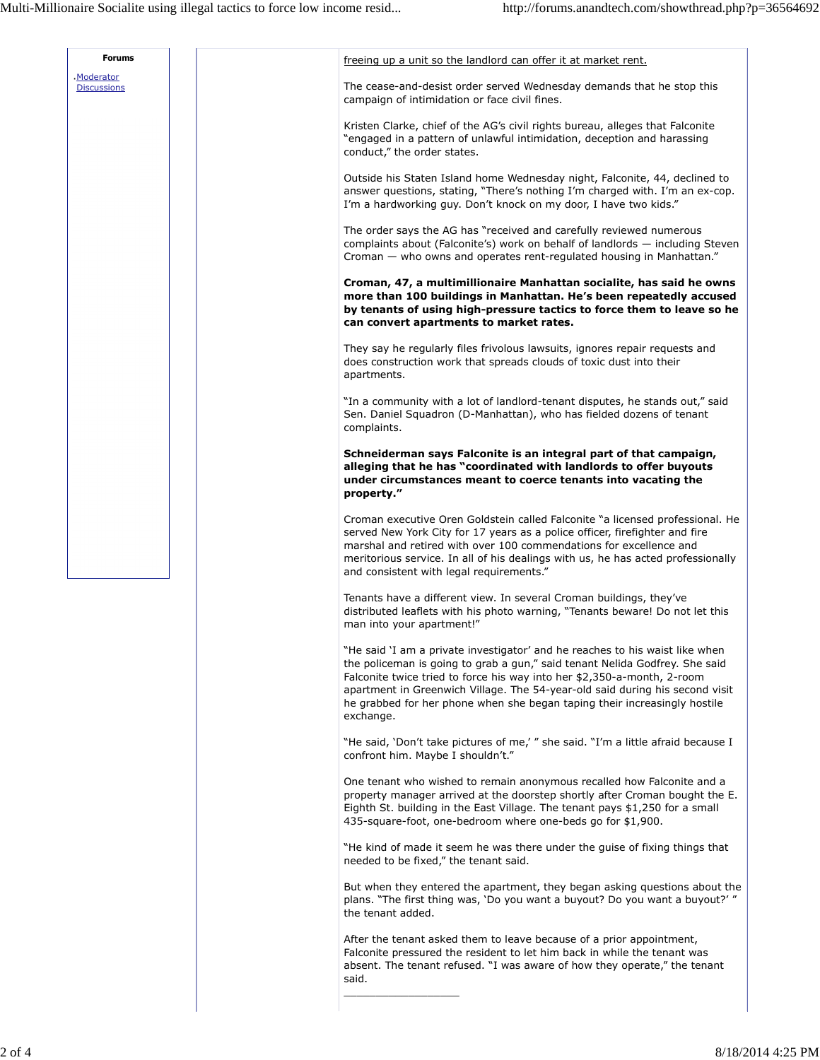Forums

- Moderator Discussions

freeing up a unit so the landlord can offer it at market rent.

The cease-and-desist order served Wednesday demands that he stop this campaign of intimidation or face civil fines.

Kristen Clarke, chief of the AG's civil rights bureau, alleges that Falconite "engaged in a pattern of unlawful intimidation, deception and harassing conduct," the order states.

Outside his Staten Island home Wednesday night, Falconite, 44, declined to answer questions, stating, "There's nothing I'm charged with. I'm an ex-cop. I'm a hardworking guy. Don't knock on my door, I have two kids."

The order says the AG has "received and carefully reviewed numerous complaints about (Falconite's) work on behalf of landlords — including Steven Croman — who owns and operates rent-regulated housing in Manhattan."

**Croman, 47, a multimillionaire Manhattan socialite, has said he owns more than 100 buildings in Manhattan. He's been repeatedly accused by tenants of using high-pressure tactics to force them to leave so he can convert apartments to market rates.**

They say he regularly files frivolous lawsuits, ignores repair requests and does construction work that spreads clouds of toxic dust into their apartments.

"In a community with a lot of landlord-tenant disputes, he stands out," said Sen. Daniel Squadron (D-Manhattan), who has fielded dozens of tenant complaints.

**Schneiderman says Falconite is an integral part of that campaign, alleging that he has "coordinated with landlords to offer buyouts under circumstances meant to coerce tenants into vacating the property."**

Croman executive Oren Goldstein called Falconite "a licensed professional. He served New York City for 17 years as a police officer, firefighter and fire marshal and retired with over 100 commendations for excellence and meritorious service. In all of his dealings with us, he has acted professionally and consistent with legal requirements."

Tenants have a different view. In several Croman buildings, they've distributed leaflets with his photo warning, "Tenants beware! Do not let this man into your apartment!"

"He said 'I am a private investigator' and he reaches to his waist like when the policeman is going to grab a gun," said tenant Nelida Godfrey. She said Falconite twice tried to force his way into her $2,350-a-month, 2-room apartment in Greenwich Village. The 54-year-old said during his second visit he grabbed for her phone when she began taping their increasingly hostile exchange.

"He said, 'Don't take pictures of me,' " she said. "I'm a little afraid because I confront him. Maybe I shouldn't."

One tenant who wished to remain anonymous recalled how Falconite and a property manager arrived at the doorstep shortly after Croman bought the E. Eighth St. building in the East Village. The tenant pays $1,250 for a small 435-square-foot, one-bedroom where one-beds go for $1,900.

"He kind of made it seem he was there under the guise of fixing things that needed to be fixed," the tenant said.

But when they entered the apartment, they began asking questions about the plans. "The first thing was, 'Do you want a buyout? Do you want a buyout?' " the tenant added.

After the tenant asked them to leave because of a prior appointment, Falconite pressured the resident to let him back in while the tenant was absent. The tenant refused. "I was aware of how they operate," the tenant said.

___________________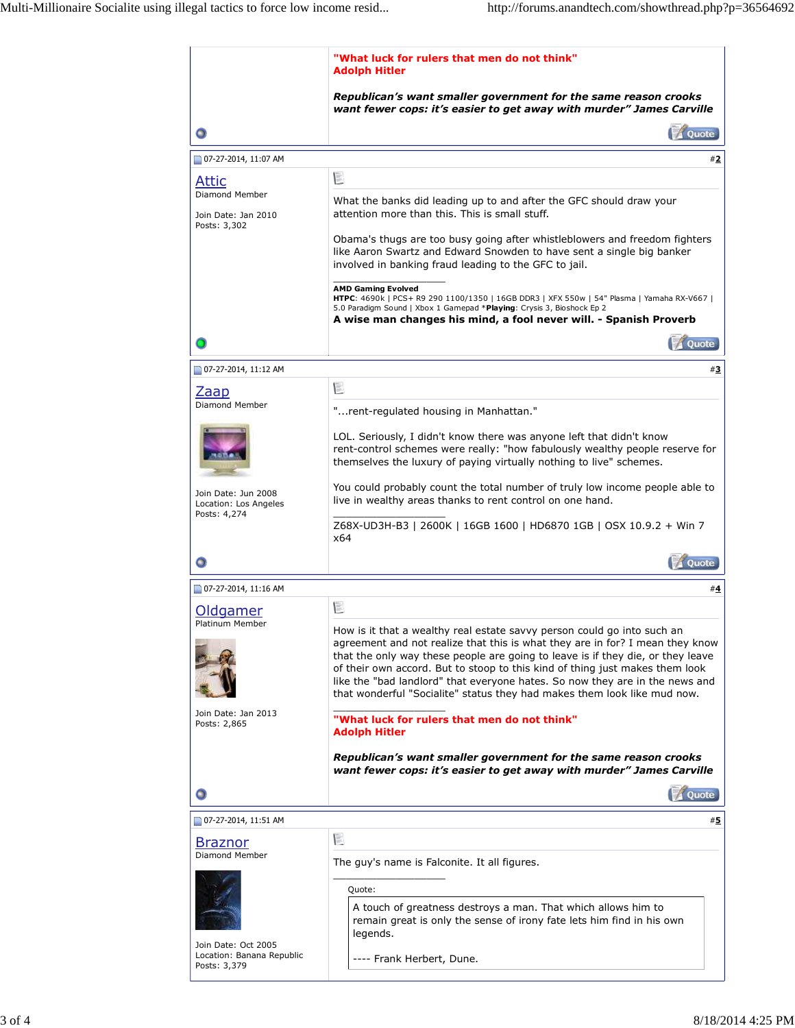"What luck for rulers that men do not think"
Adolph Hitler

*Republican's want smaller government for the same reason crooks want fewer cops: it's easier to get away with murder" James Carville*

Quote

---

07-27-2014, 11:07 AM #2

**Attic**
Diamond Member

Join Date: Jan 2010
Posts: 3,302

What the banks did leading up to and after the GFC should draw your attention more than this. This is small stuff.

Obama's thugs are too busy going after whistleblowers and freedom fighters like Aaron Swartz and Edward Snowden to have sent a single big banker involved in banking fraud leading to the GFC to jail.

---

**AMD Gaming Evolved**
**HTPC**: 4690k | PCS+ R9 290 1100/1350 | 16GB DDR3 | XFX 550w | 54" Plasma | Yamaha RX-V667 | 5.0 Paradigm Sound | Xbox 1 Gamepad ***Playing**: Crysis 3, Bioshock Ep 2
**A wise man changes his mind, a fool never will. - Spanish Proverb**

Quote

---

07-27-2014, 11:12 AM #3

**Zaap**
Diamond Member

Join Date: Jun 2008
Location: Los Angeles
Posts: 4,274

"...rent-regulated housing in Manhattan."

LOL. Seriously, I didn't know there was anyone left that didn't know rent-control schemes were really: "how fabulously wealthy people reserve for themselves the luxury of paying virtually nothing to live" schemes.

You could probably count the total number of truly low income people able to live in wealthy areas thanks to rent control on one hand.

---

Z68X-UD3H-B3 | 2600K | 16GB 1600 | HD6870 1GB | OSX 10.9.2 + Win 7 x64

Quote

---

07-27-2014, 11:16 AM #4

**Oldgamer**
Platinum Member

Join Date: Jan 2013
Posts: 2,865

How is it that a wealthy real estate savvy person could go into such an agreement and not realize that this is what they are in for? I mean they know that the only way these people are going to leave is if they die, or they leave of their own accord. But to stoop to this kind of thing just makes them look like the "bad landlord" that everyone hates. So now they are in the news and that wonderful "Socialite" status they had makes them look like mud now.

---

"What luck for rulers that men do not think"
Adolph Hitler

*Republican's want smaller government for the same reason crooks want fewer cops: it's easier to get away with murder" James Carville*

Quote

---

07-27-2014, 11:51 AM #5

**Braznor**
Diamond Member

Join Date: Oct 2005
Location: Banana Republic
Posts: 3,379

The guy's name is Falconite. It all figures.

---

Quote:

> A touch of greatness destroys a man. That which allows him to remain great is only the sense of irony fate lets him find in his own legends.
>
> ---- Frank Herbert, Dune.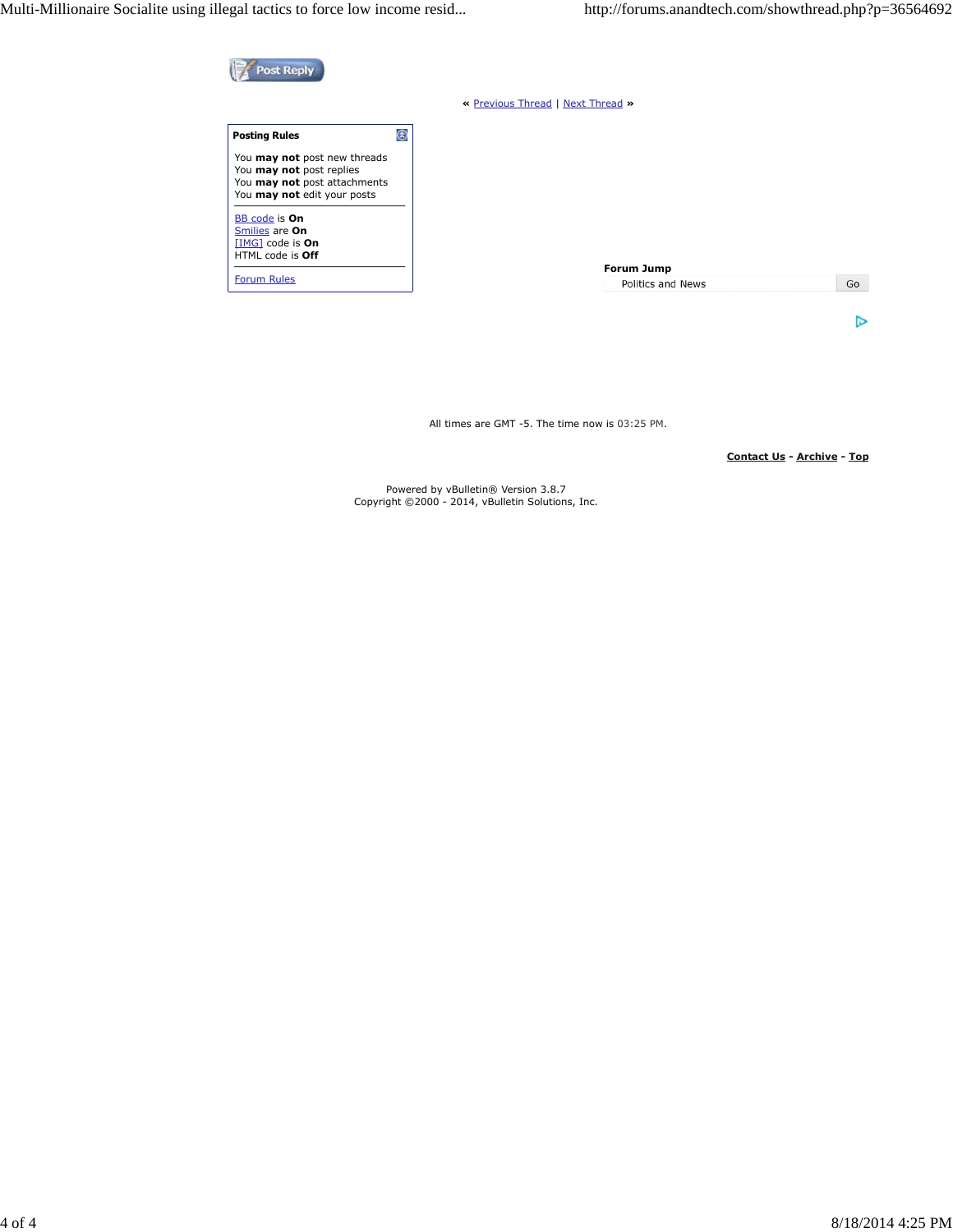Post Reply

« Previous Thread | Next Thread »

**Posting Rules**

You **may not** post new threads
You **may not** post replies
You **may not** post attachments
You **may not** edit your posts

BB code is **On**
Smilies are **On**
[IMG] code is **On**
HTML code is **Off**

Forum Rules

**Forum Jump**

Politics and News Go

All times are GMT -5. The time now is 03:25 PM.

**Contact Us** - **Archive** - **Top**

Powered by vBulletin® Version 3.8.7
Copyright ©2000 - 2014, vBulletin Solutions, Inc.